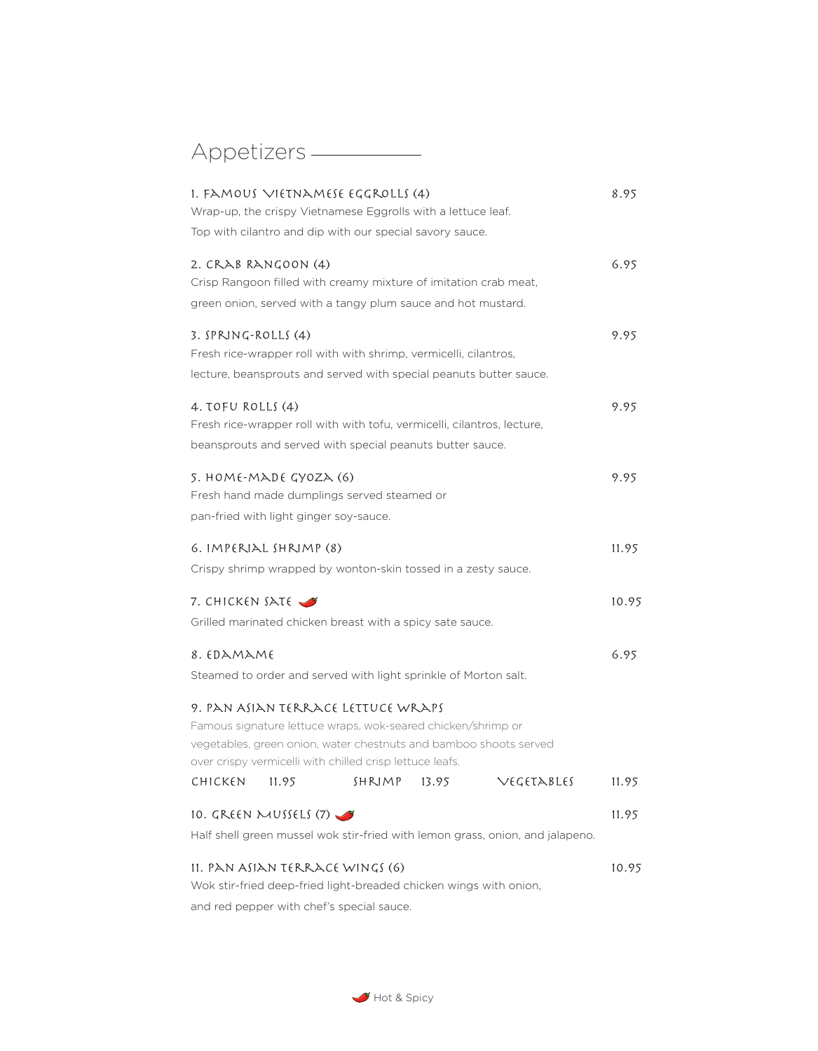# Appetizers

**1. FAMOUS VIETNAMESE EGGROLLS (4)** — 8.95

Wrap-up, the crispy Vietnamese Eggrolls with a lettuce leaf.
Top with cilantro and dip with our special savory sauce.

**2. CRAB RANGOON (4)** — 6.95

Crisp Rangoon filled with creamy mixture of imitation crab meat,
green onion, served with a tangy plum sauce and hot mustard.

**3. SPRING-ROLLS (4)** — 9.95

Fresh rice-wrapper roll with with shrimp, vermicelli, cilantros,
lecture, beansprouts and served with special peanuts butter sauce.

**4. TOFU ROLLS (4)** — 9.95

Fresh rice-wrapper roll with with tofu, vermicelli, cilantros, lecture,
beansprouts and served with special peanuts butter sauce.

**5. HOME-MADE GYOZA (6)** — 9.95

Fresh hand made dumplings served steamed or
pan-fried with light ginger soy-sauce.

**6. IMPERIAL SHRIMP (8)** — 11.95

Crispy shrimp wrapped by wonton-skin tossed in a zesty sauce.

**7. CHICKEN SATE** 🌶 — 10.95

Grilled marinated chicken breast with a spicy sate sauce.

**8. EDAMAME** — 6.95

Steamed to order and served with light sprinkle of Morton salt.

**9. PAN ASIAN TERRACE LETTUCE WRAPS**

Famous signature lettuce wraps, wok-seared chicken/shrimp or
vegetables, green onion, water chestnuts and bamboo shoots served
over crispy vermicelli with chilled crisp lettuce leafs.

CHICKEN 11.95 SHRIMP 13.95 VEGETABLES 11.95

**10. GREEN MUSSELS (7)** 🌶 — 11.95

Half shell green mussel wok stir-fried with lemon grass, onion, and jalapeno.

**11. PAN ASIAN TERRACE WINGS (6)** — 10.95

Wok stir-fried deep-fried light-breaded chicken wings with onion,
and red pepper with chef's special sauce.

🌶 Hot & Spicy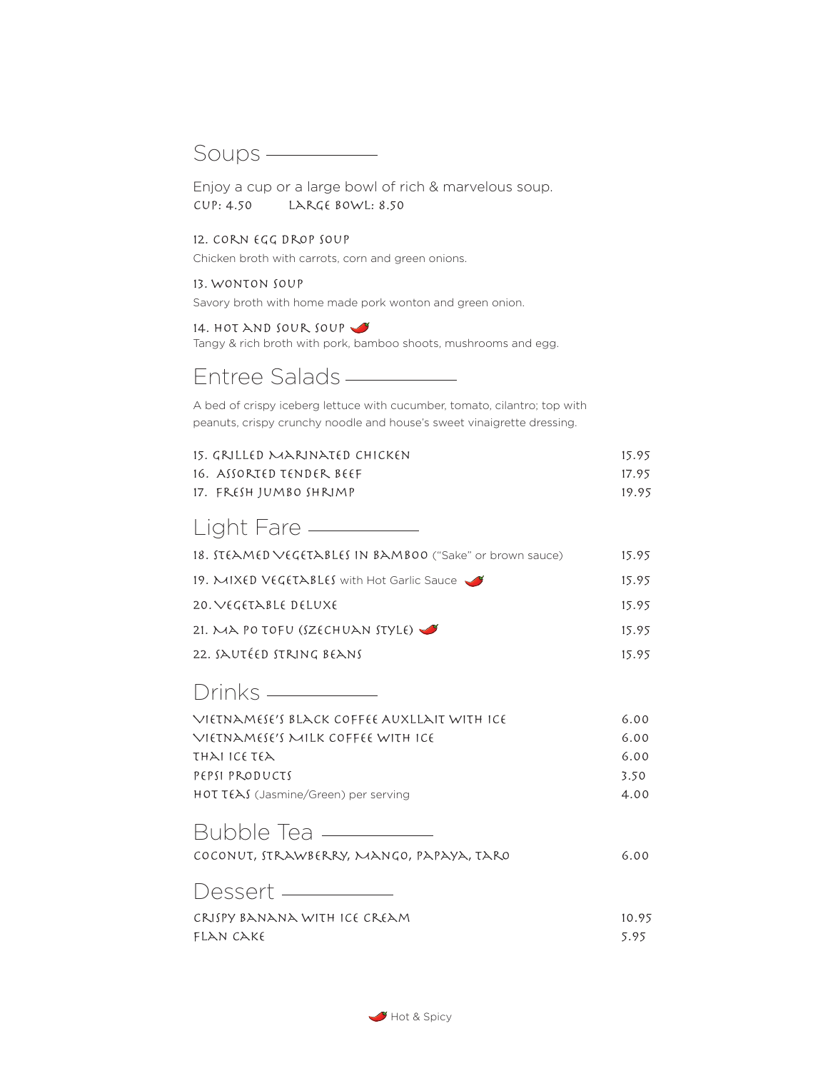## Soups

Enjoy a cup or a large bowl of rich & marvelous soup.
CUP: 4.50 LARGE BOWL: 8.50

**12. CORN EGG DROP SOUP**
Chicken broth with carrots, corn and green onions.

**13. WONTON SOUP**
Savory broth with home made pork wonton and green onion.

**14. HOT AND SOUR SOUP** 🌶
Tangy & rich broth with pork, bamboo shoots, mushrooms and egg.

## Entree Salads

A bed of crispy iceberg lettuce with cucumber, tomato, cilantro; top with peanuts, crispy crunchy noodle and house's sweet vinaigrette dressing.

| | |
|---|---|
| 15. GRILLED MARINATED CHICKEN | 15.95 |
| 16. ASSORTED TENDER BEEF | 17.95 |
| 17. FRESH JUMBO SHRIMP | 19.95 |

## Light Fare

| | |
|---|---|
| 18. STEAMED VEGETABLES IN BAMBOO ("Sake" or brown sauce) | 15.95 |
| 19. MIXED VEGETABLES with Hot Garlic Sauce 🌶 | 15.95 |
| 20. VEGETABLE DELUXE | 15.95 |
| 21. MA PO TOFU (SZECHUAN STYLE) 🌶 | 15.95 |
| 22. SAUTÉED STRING BEANS | 15.95 |

## Drinks

| | |
|---|---|
| VIETNAMESE'S BLACK COFFEE AUXLLAIT WITH ICE | 6.00 |
| VIETNAMESE'S MILK COFFEE WITH ICE | 6.00 |
| THAI ICE TEA | 6.00 |
| PEPSI PRODUCTS | 3.50 |
| HOT TEAS (Jasmine/Green) per serving | 4.00 |

## Bubble Tea

| | |
|---|---|
| COCONUT, STRAWBERRY, MANGO, PAPAYA, TARO | 6.00 |

## Dessert

| | |
|---|---|
| CRISPY BANANA WITH ICE CREAM | 10.95 |
| FLAN CAKE | 5.95 |

🌶 Hot & Spicy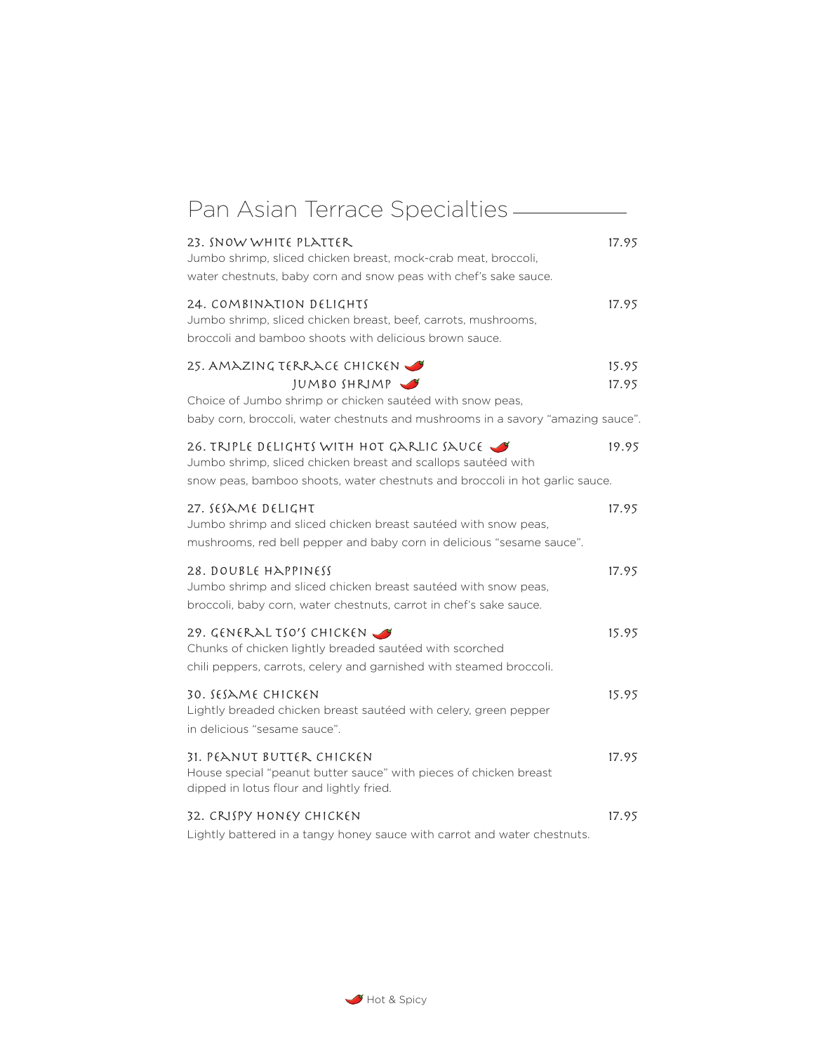## Pan Asian Terrace Specialties

**23. Snow White Platter** 17.95
Jumbo shrimp, sliced chicken breast, mock-crab meat, broccoli, water chestnuts, baby corn and snow peas with chef's sake sauce.

**24. Combination Delights** 17.95
Jumbo shrimp, sliced chicken breast, beef, carrots, mushrooms, broccoli and bamboo shoots with delicious brown sauce.

**25. Amazing Terrace Chicken** 🌶 15.95
**Jumbo Shrimp** 🌶 17.95
Choice of Jumbo shrimp or chicken sautéed with snow peas, baby corn, broccoli, water chestnuts and mushrooms in a savory "amazing sauce".

**26. Triple Delights with Hot Garlic Sauce** 🌶 19.95
Jumbo shrimp, sliced chicken breast and scallops sautéed with snow peas, bamboo shoots, water chestnuts and broccoli in hot garlic sauce.

**27. Sesame Delight** 17.95
Jumbo shrimp and sliced chicken breast sautéed with snow peas, mushrooms, red bell pepper and baby corn in delicious "sesame sauce".

**28. Double Happiness** 17.95
Jumbo shrimp and sliced chicken breast sautéed with snow peas, broccoli, baby corn, water chestnuts, carrot in chef's sake sauce.

**29. General Tso's Chicken** 🌶 15.95
Chunks of chicken lightly breaded sautéed with scorched chili peppers, carrots, celery and garnished with steamed broccoli.

**30. Sesame Chicken** 15.95
Lightly breaded chicken breast sautéed with celery, green pepper in delicious "sesame sauce".

**31. Peanut Butter Chicken** 17.95
House special "peanut butter sauce" with pieces of chicken breast dipped in lotus flour and lightly fried.

**32. Crispy Honey Chicken** 17.95
Lightly battered in a tangy honey sauce with carrot and water chestnuts.

🌶 Hot & Spicy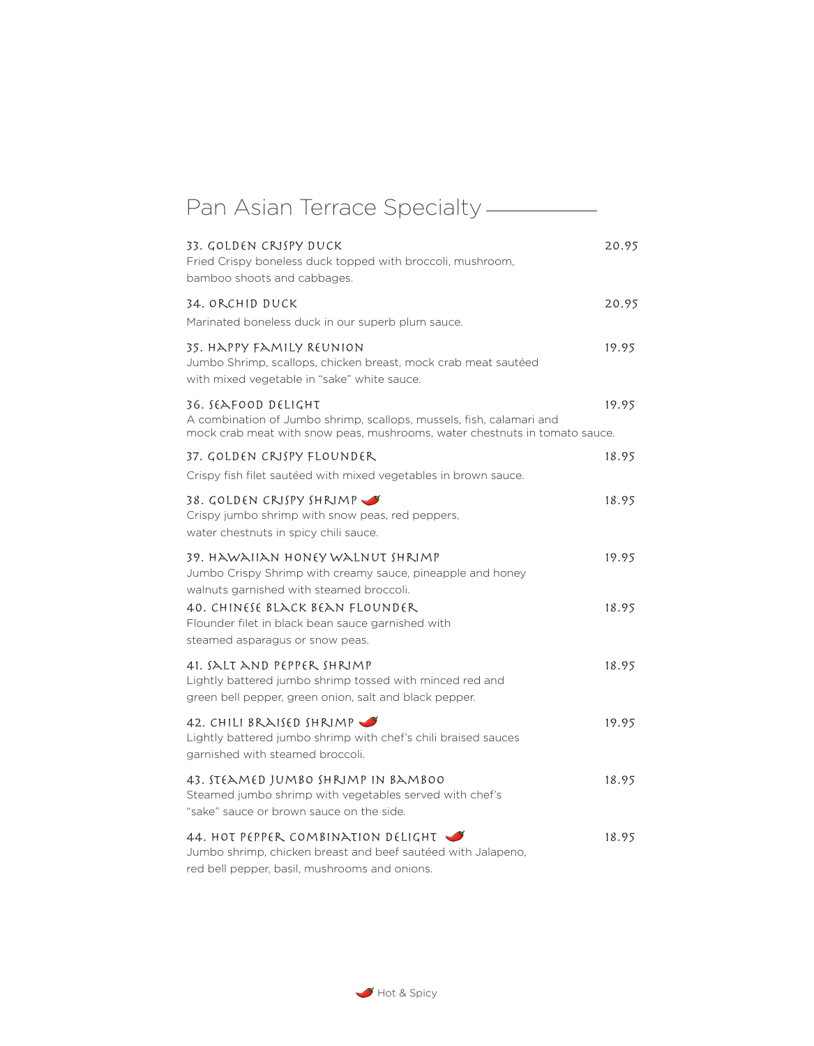## Pan Asian Terrace Specialty

**33. GOLDEN CRISPY DUCK** — 20.95
Fried Crispy boneless duck topped with broccoli, mushroom, bamboo shoots and cabbages.

**34. ORCHID DUCK** — 20.95
Marinated boneless duck in our superb plum sauce.

**35. HAPPY FAMILY REUNION** — 19.95
Jumbo Shrimp, scallops, chicken breast, mock crab meat sautéed with mixed vegetable in "sake" white sauce.

**36. SEAFOOD DELIGHT** — 19.95
A combination of Jumbo shrimp, scallops, mussels, fish, calamari and mock crab meat with snow peas, mushrooms, water chestnuts in tomato sauce.

**37. GOLDEN CRISPY FLOUNDER** — 18.95
Crispy fish filet sautéed with mixed vegetables in brown sauce.

**38. GOLDEN CRISPY SHRIMP** 🌶 — 18.95
Crispy jumbo shrimp with snow peas, red peppers, water chestnuts in spicy chili sauce.

**39. HAWAIIAN HONEY WALNUT SHRIMP** — 19.95
Jumbo Crispy Shrimp with creamy sauce, pineapple and honey walnuts garnished with steamed broccoli.

**40. CHINESE BLACK BEAN FLOUNDER** — 18.95
Flounder filet in black bean sauce garnished with steamed asparagus or snow peas.

**41. SALT AND PEPPER SHRIMP** — 18.95
Lightly battered jumbo shrimp tossed with minced red and green bell pepper, green onion, salt and black pepper.

**42. CHILI BRAISED SHRIMP** 🌶 — 19.95
Lightly battered jumbo shrimp with chef's chili braised sauces garnished with steamed broccoli.

**43. STEAMED JUMBO SHRIMP IN BAMBOO** — 18.95
Steamed jumbo shrimp with vegetables served with chef's "sake" sauce or brown sauce on the side.

**44. HOT PEPPER COMBINATION DELIGHT** 🌶 — 18.95
Jumbo shrimp, chicken breast and beef sautéed with Jalapeno, red bell pepper, basil, mushrooms and onions.

🌶 Hot & Spicy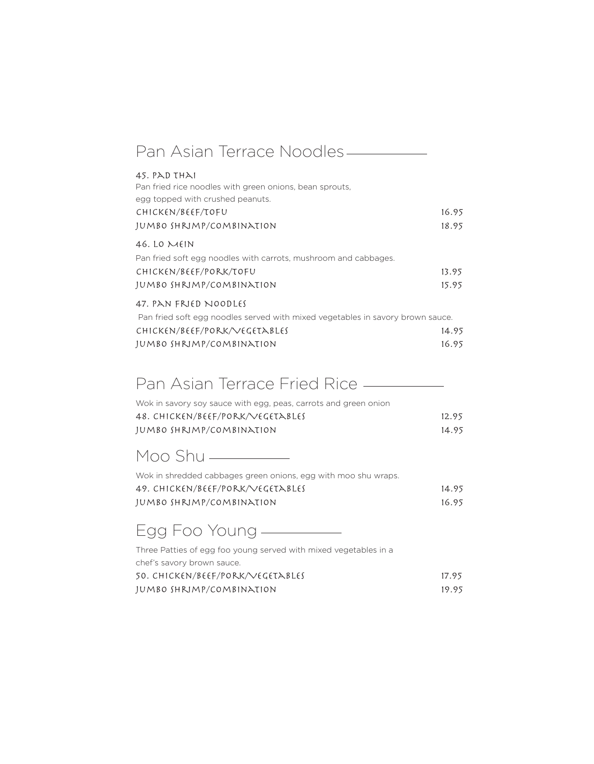## Pan Asian Terrace Noodles

### 45. PAD THAI

Pan fried rice noodles with green onions, bean sprouts, egg topped with crushed peanuts.

| | |
|---|---|
| CHICKEN/BEEF/TOFU | 16.95 |
| JUMBO SHRIMP/COMBINATION | 18.95 |

### 46. LO MEIN

Pan fried soft egg noodles with carrots, mushroom and cabbages.

| | |
|---|---|
| CHICKEN/BEEF/PORK/TOFU | 13.95 |
| JUMBO SHRIMP/COMBINATION | 15.95 |

### 47. PAN FRIED NOODLES

Pan fried soft egg noodles served with mixed vegetables in savory brown sauce.

| | |
|---|---|
| CHICKEN/BEEF/PORK/VEGETABLES | 14.95 |
| JUMBO SHRIMP/COMBINATION | 16.95 |

## Pan Asian Terrace Fried Rice

Wok in savory soy sauce with egg, peas, carrots and green onion

| | |
|---|---|
| 48. CHICKEN/BEEF/PORK/VEGETABLES | 12.95 |
| JUMBO SHRIMP/COMBINATION | 14.95 |

## Moo Shu

Wok in shredded cabbages green onions, egg with moo shu wraps.

| | |
|---|---|
| 49. CHICKEN/BEEF/PORK/VEGETABLES | 14.95 |
| JUMBO SHRIMP/COMBINATION | 16.95 |

## Egg Foo Young

Three Patties of egg foo young served with mixed vegetables in a chef's savory brown sauce.

| | |
|---|---|
| 50. CHICKEN/BEEF/PORK/VEGETABLES | 17.95 |
| JUMBO SHRIMP/COMBINATION | 19.95 |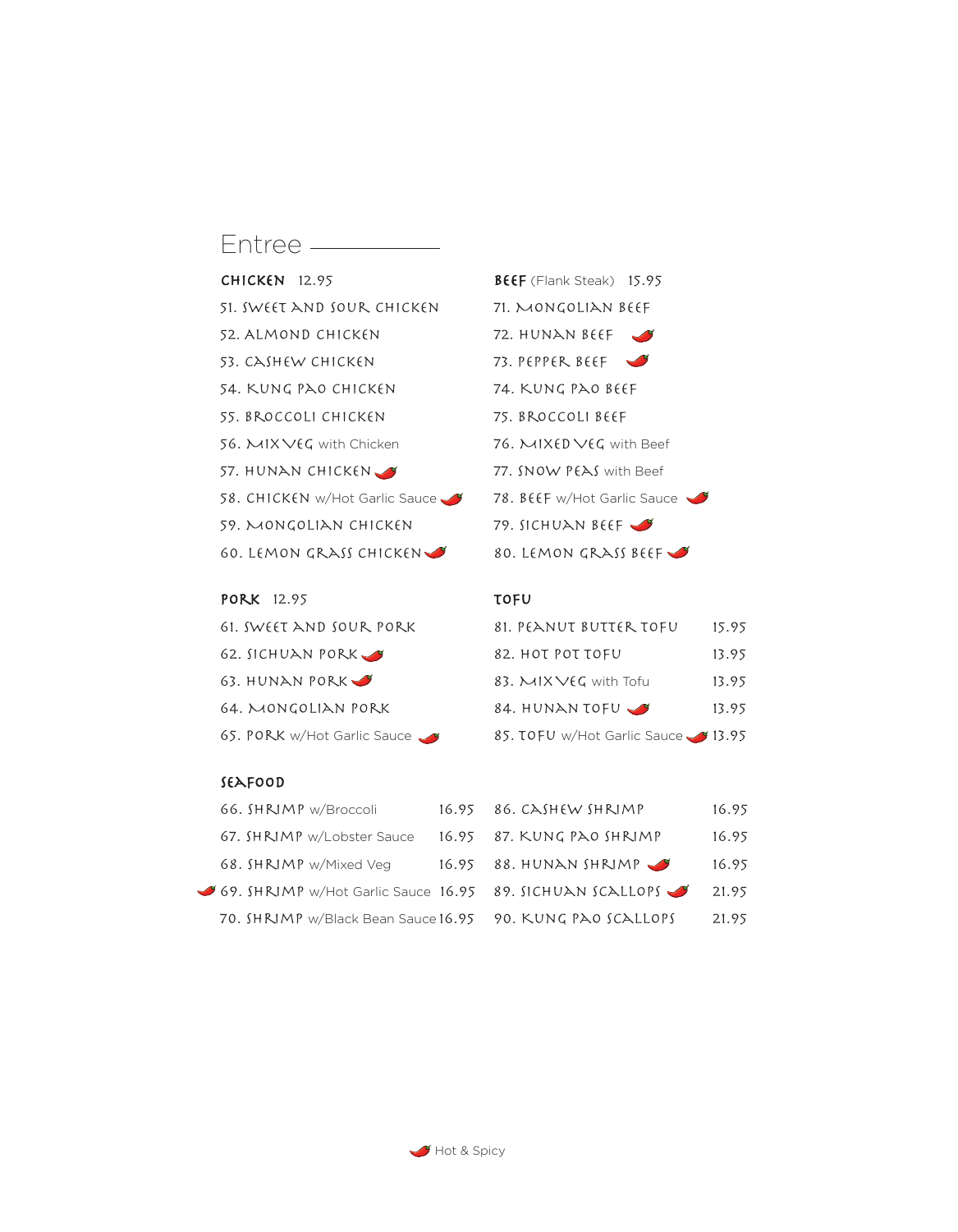# Entree

## CHICKEN 12.95

51. SWEET AND SOUR CHICKEN
52. ALMOND CHICKEN
53. CASHEW CHICKEN
54. KUNG PAO CHICKEN
55. BROCCOLI CHICKEN
56. MIX VEG with Chicken
57. HUNAN CHICKEN 🌶
58. CHICKEN w/Hot Garlic Sauce 🌶
59. MONGOLIAN CHICKEN
60. LEMON GRASS CHICKEN 🌶

## BEEF (Flank Steak) 15.95

71. MONGOLIAN BEEF
72. HUNAN BEEF 🌶
73. PEPPER BEEF 🌶
74. KUNG PAO BEEF
75. BROCCOLI BEEF
76. MIXED VEG with Beef
77. SNOW PEAS with Beef
78. BEEF w/Hot Garlic Sauce 🌶
79. SICHUAN BEEF 🌶
80. LEMON GRASS BEEF 🌶

## PORK 12.95

61. SWEET AND SOUR PORK
62. SICHUAN PORK 🌶
63. HUNAN PORK 🌶
64. MONGOLIAN PORK
65. PORK w/Hot Garlic Sauce 🌶

## TOFU

| Item | Price |
|---|---|
| 81. PEANUT BUTTER TOFU | 15.95 |
| 82. HOT POT TOFU | 13.95 |
| 83. MIX VEG with Tofu | 13.95 |
| 84. HUNAN TOFU 🌶 | 13.95 |
| 85. TOFU w/Hot Garlic Sauce 🌶 | 13.95 |

## SEAFOOD

| Item | Price |
|---|---|
| 66. SHRIMP w/Broccoli | 16.95 |
| 67. SHRIMP w/Lobster Sauce | 16.95 |
| 68. SHRIMP w/Mixed Veg | 16.95 |
| 🌶 69. SHRIMP w/Hot Garlic Sauce | 16.95 |
| 70. SHRIMP w/Black Bean Sauce | 16.95 |
| 86. CASHEW SHRIMP | 16.95 |
| 87. KUNG PAO SHRIMP | 16.95 |
| 88. HUNAN SHRIMP 🌶 | 16.95 |
| 89. SICHUAN SCALLOPS 🌶 | 21.95 |
| 90. KUNG PAO SCALLOPS | 21.95 |

🌶 Hot & Spicy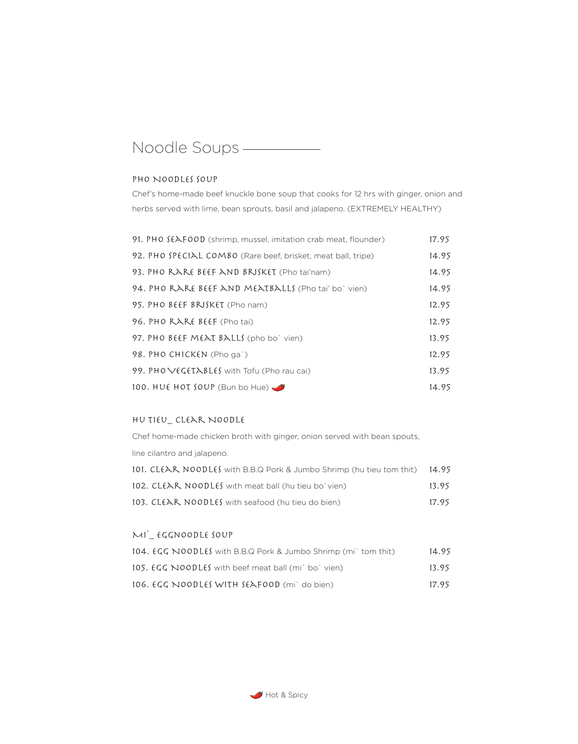## Noodle Soups

### PHO NOODLES SOUP

Chef's home-made beef knuckle bone soup that cooks for 12 hrs with ginger, onion and herbs served with lime, bean sprouts, basil and jalapeno. (EXTREMELY HEALTHY)

| Item | Price |
| --- | --- |
| 91. PHO SEAFOOD (shrimp, mussel, imitation crab meat, flounder) | 17.95 |
| 92. PHO SPECIAL COMBO (Rare beef, brisket, meat ball, tripe) | 14.95 |
| 93. PHO RARE BEEF AND BRISKET (Pho tai'nam) | 14.95 |
| 94. PHO RARE BEEF AND MEATBALLS (Pho tai' bo` vien) | 14.95 |
| 95. PHO BEEF BRISKET (Pho nam) | 12.95 |
| 96. PHO RARE BEEF (Pho tai) | 12.95 |
| 97. PHO BEEF MEAT BALLS (pho bo` vien) | 13.95 |
| 98. PHO CHICKEN (Pho ga`) | 12.95 |
| 99. PHO VEGETABLES with Tofu (Pho rau cai) | 13.95 |
| 100. HUE HOT SOUP (Bun bo Hue) 🌶 | 14.95 |

### HU TIEU_ CLEAR NOODLE

Chef home-made chicken broth with ginger, onion served with bean spouts, line cilantro and jalapeno.

| Item | Price |
| --- | --- |
| 101. CLEAR NOODLES with B.B.Q Pork & Jumbo Shrimp (hu tieu tom thit) | 14.95 |
| 102. CLEAR NOODLES with meat ball (hu tieu bo`vien) | 13.95 |
| 103. CLEAR NOODLES with seafood (hu tieu do bien) | 17.95 |

### MI`_ EGGNOODLE SOUP

| Item | Price |
| --- | --- |
| 104. EGG NOODLES with B.B.Q Pork & Jumbo Shrimp (mi` tom thit) | 14.95 |
| 105. EGG NOODLES with beef meat ball (mi` bo` vien) | 13.95 |
| 106. EGG NOODLES WITH SEAFOOD (mi` do bien) | 17.95 |

🌶 Hot & Spicy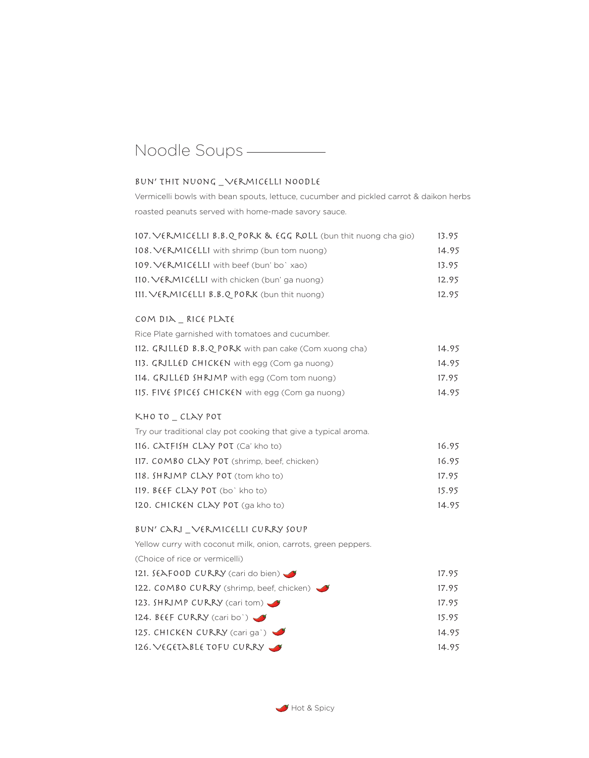# Noodle Soups

## BUN' THIT NUONG _VERMICELLI NOODLE

Vermicelli bowls with bean spouts, lettuce, cucumber and pickled carrot & daikon herbs roasted peanuts served with home-made savory sauce.

| | |
|---|---|
| 107. VERMICELLI B.B.Q PORK & EGG ROLL (bun thit nuong cha gio) | 13.95 |
| 108. VERMICELLI with shrimp (bun tom nuong) | 14.95 |
| 109. VERMICELLI with beef (bun' bo` xao) | 13.95 |
| 110. VERMICELLI with chicken (bun' ga nuong) | 12.95 |
| 111. VERMICELLI B.B.Q PORK (bun thit nuong) | 12.95 |

## COM DIA _ RICE PLATE

Rice Plate garnished with tomatoes and cucumber.

| | |
|---|---|
| 112. GRILLED B.B.Q PORK with pan cake (Com xuong cha) | 14.95 |
| 113. GRILLED CHICKEN with egg (Com ga nuong) | 14.95 |
| 114. GRILLED SHRIMP with egg (Com tom nuong) | 17.95 |
| 115. FIVE SPICES CHICKEN with egg (Com ga nuong) | 14.95 |

## KHO TO _ CLAY POT

Try our traditional clay pot cooking that give a typical aroma.

| | |
|---|---|
| 116. CATFISH CLAY POT (Ca' kho to) | 16.95 |
| 117. COMBO CLAY POT (shrimp, beef, chicken) | 16.95 |
| 118. SHRIMP CLAY POT (tom kho to) | 17.95 |
| 119. BEEF CLAY POT (bo` kho to) | 15.95 |
| 120. CHICKEN CLAY POT (ga kho to) | 14.95 |

## BUN' CARI _VERMICELLI CURRY SOUP

Yellow curry with coconut milk, onion, carrots, green peppers.

(Choice of rice or vermicelli)

| | |
|---|---|
| 121. SEAFOOD CURRY (cari do bien) 🌶 | 17.95 |
| 122. COMBO CURRY (shrimp, beef, chicken) 🌶 | 17.95 |
| 123. SHRIMP CURRY (cari tom) 🌶 | 17.95 |
| 124. BEEF CURRY (cari bo`) 🌶 | 15.95 |
| 125. CHICKEN CURRY (cari ga`) 🌶 | 14.95 |
| 126. VEGETABLE TOFU CURRY 🌶 | 14.95 |

🌶 Hot & Spicy